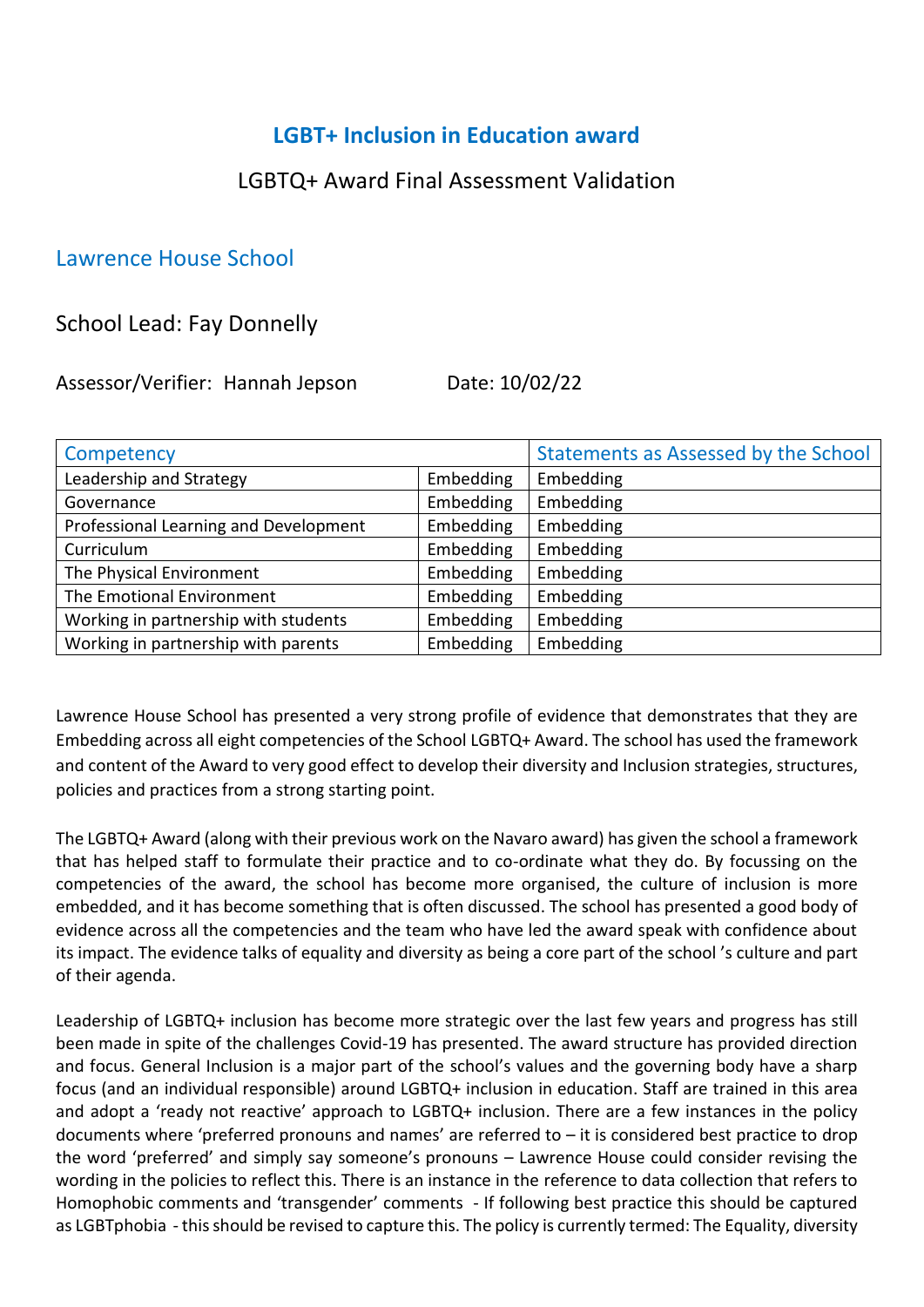# LGBT+ Inclusion in Education award

## LGBTQ+ Award Final Assessment Validation

## Lawrence House School

### School Lead: Fay Donnelly

Assessor/Verifier: Hannah Jepson Date: 10/02/22

| Competency | | Statements as Assessed by the School |
|---|---|---|
| Leadership and Strategy | Embedding | Embedding |
| Governance | Embedding | Embedding |
| Professional Learning and Development | Embedding | Embedding |
| Curriculum | Embedding | Embedding |
| The Physical Environment | Embedding | Embedding |
| The Emotional Environment | Embedding | Embedding |
| Working in partnership with students | Embedding | Embedding |
| Working in partnership with parents | Embedding | Embedding |

Lawrence House School has presented a very strong profile of evidence that demonstrates that they are Embedding across all eight competencies of the School LGBTQ+ Award. The school has used the framework and content of the Award to very good effect to develop their diversity and Inclusion strategies, structures, policies and practices from a strong starting point.

The LGBTQ+ Award (along with their previous work on the Navaro award) has given the school a framework that has helped staff to formulate their practice and to co-ordinate what they do. By focussing on the competencies of the award, the school has become more organised, the culture of inclusion is more embedded, and it has become something that is often discussed. The school has presented a good body of evidence across all the competencies and the team who have led the award speak with confidence about its impact. The evidence talks of equality and diversity as being a core part of the school 's culture and part of their agenda.

Leadership of LGBTQ+ inclusion has become more strategic over the last few years and progress has still been made in spite of the challenges Covid-19 has presented. The award structure has provided direction and focus. General Inclusion is a major part of the school's values and the governing body have a sharp focus (and an individual responsible) around LGBTQ+ inclusion in education. Staff are trained in this area and adopt a 'ready not reactive' approach to LGBTQ+ inclusion. There are a few instances in the policy documents where 'preferred pronouns and names' are referred to – it is considered best practice to drop the word 'preferred' and simply say someone's pronouns – Lawrence House could consider revising the wording in the policies to reflect this. There is an instance in the reference to data collection that refers to Homophobic comments and 'transgender' comments - If following best practice this should be captured as LGBTphobia - this should be revised to capture this. The policy is currently termed: The Equality, diversity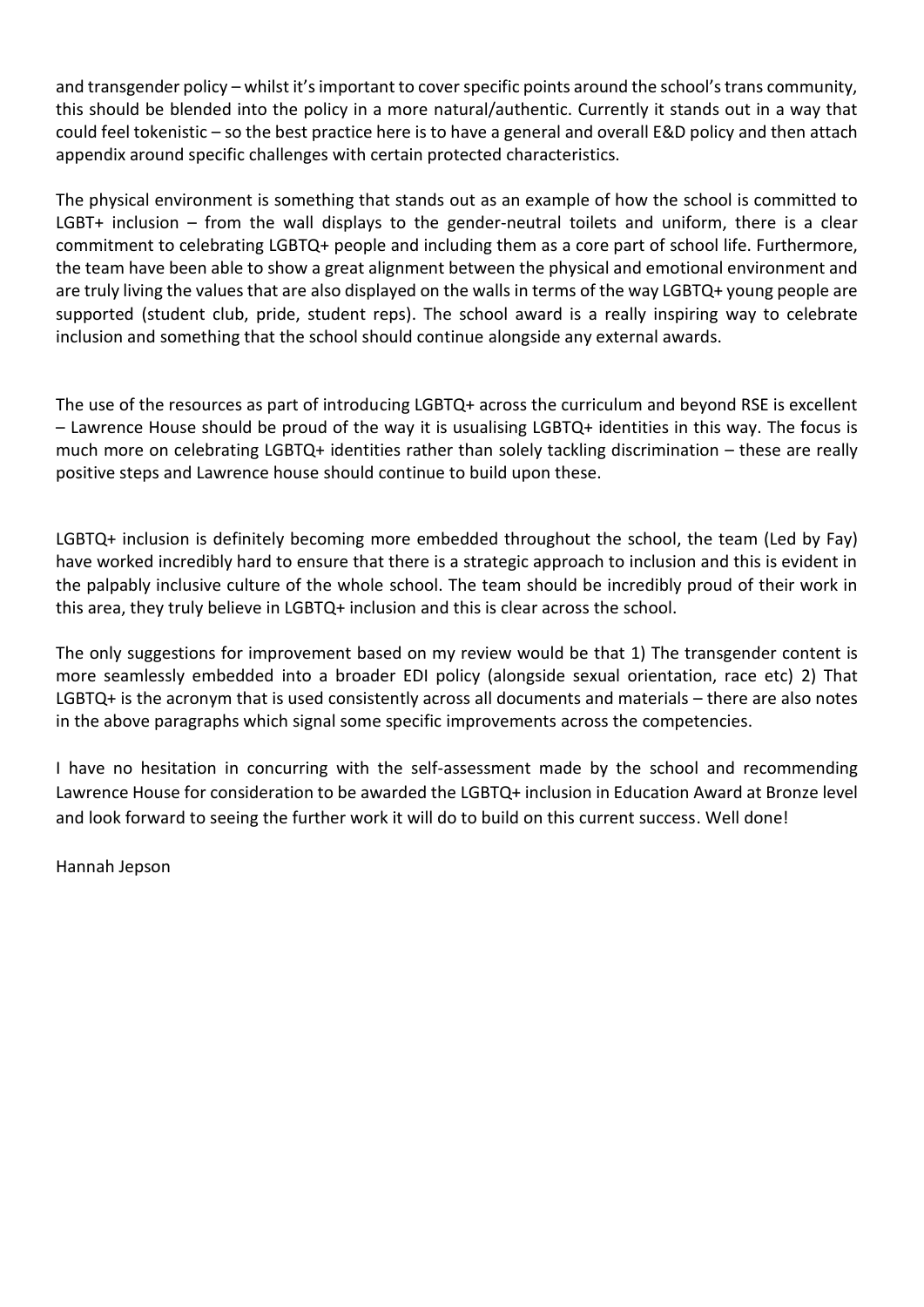and transgender policy – whilst it's important to cover specific points around the school's trans community, this should be blended into the policy in a more natural/authentic. Currently it stands out in a way that could feel tokenistic – so the best practice here is to have a general and overall E&D policy and then attach appendix around specific challenges with certain protected characteristics.

The physical environment is something that stands out as an example of how the school is committed to LGBT+ inclusion – from the wall displays to the gender-neutral toilets and uniform, there is a clear commitment to celebrating LGBTQ+ people and including them as a core part of school life. Furthermore, the team have been able to show a great alignment between the physical and emotional environment and are truly living the values that are also displayed on the walls in terms of the way LGBTQ+ young people are supported (student club, pride, student reps). The school award is a really inspiring way to celebrate inclusion and something that the school should continue alongside any external awards.

The use of the resources as part of introducing LGBTQ+ across the curriculum and beyond RSE is excellent – Lawrence House should be proud of the way it is usualising LGBTQ+ identities in this way. The focus is much more on celebrating LGBTQ+ identities rather than solely tackling discrimination – these are really positive steps and Lawrence house should continue to build upon these.

LGBTQ+ inclusion is definitely becoming more embedded throughout the school, the team (Led by Fay) have worked incredibly hard to ensure that there is a strategic approach to inclusion and this is evident in the palpably inclusive culture of the whole school. The team should be incredibly proud of their work in this area, they truly believe in LGBTQ+ inclusion and this is clear across the school.

The only suggestions for improvement based on my review would be that 1) The transgender content is more seamlessly embedded into a broader EDI policy (alongside sexual orientation, race etc) 2) That LGBTQ+ is the acronym that is used consistently across all documents and materials – there are also notes in the above paragraphs which signal some specific improvements across the competencies.

I have no hesitation in concurring with the self-assessment made by the school and recommending Lawrence House for consideration to be awarded the LGBTQ+ inclusion in Education Award at Bronze level and look forward to seeing the further work it will do to build on this current success. Well done!

Hannah Jepson